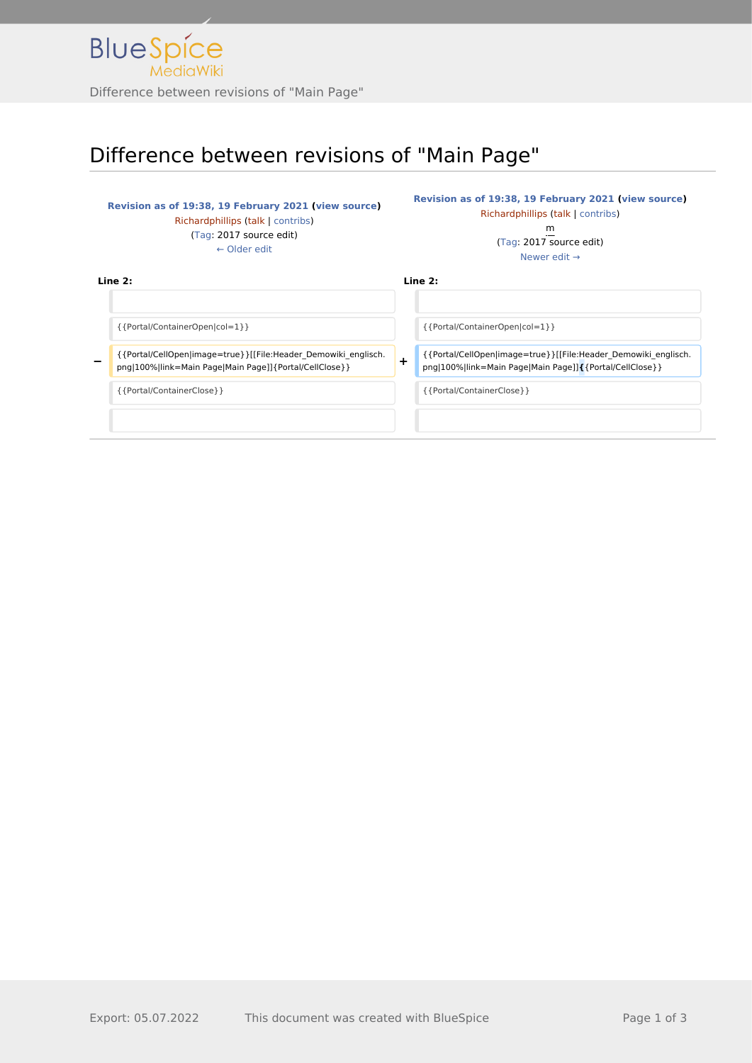# Difference between revisions of "Main Page"

| Revision as of 19:38, 19 February 2021 (view source)<br>Richardphillips (talk \| contribs)<br>(Tag: 2017 source edit)<br>← Older edit | | Revision as of 19:38, 19 February 2021 (view source)<br>Richardphillips (talk \| contribs)<br>m<br>(Tag: 2017 source edit)<br>Newer edit → | |
|---|---|---|---|
| **Line 2:** | | **Line 2:** | |
| | | | |
| | {{Portal/ContainerOpen\|col=1}} | | {{Portal/ContainerOpen\|col=1}} |
| − | {{Portal/CellOpen\|image=true}}[[File:Header_Demowiki_englisch.png\|100%\|link=Main Page\|Main Page]]{Portal/CellClose}} | + | {{Portal/CellOpen\|image=true}}[[File:Header_Demowiki_englisch.png\|100%\|link=Main Page\|Main Page]]**{**{Portal/CellClose}} |
| | {{Portal/ContainerClose}} | | {{Portal/ContainerClose}} |
| | | | |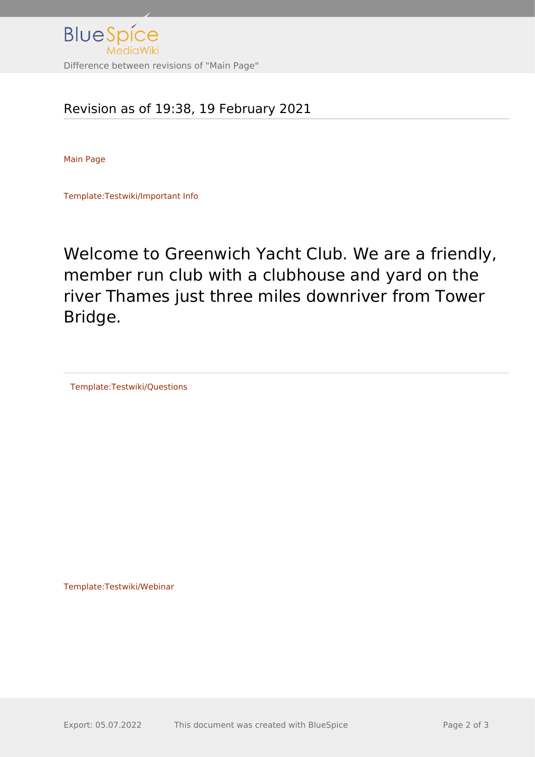## Revision as of 19:38, 19 February 2021

Main Page

Template:Testwiki/Important Info

Welcome to Greenwich Yacht Club. We are a friendly, member run club with a clubhouse and yard on the river Thames just three miles downriver from Tower Bridge.

Template:Testwiki/Questions

Template:Testwiki/Webinar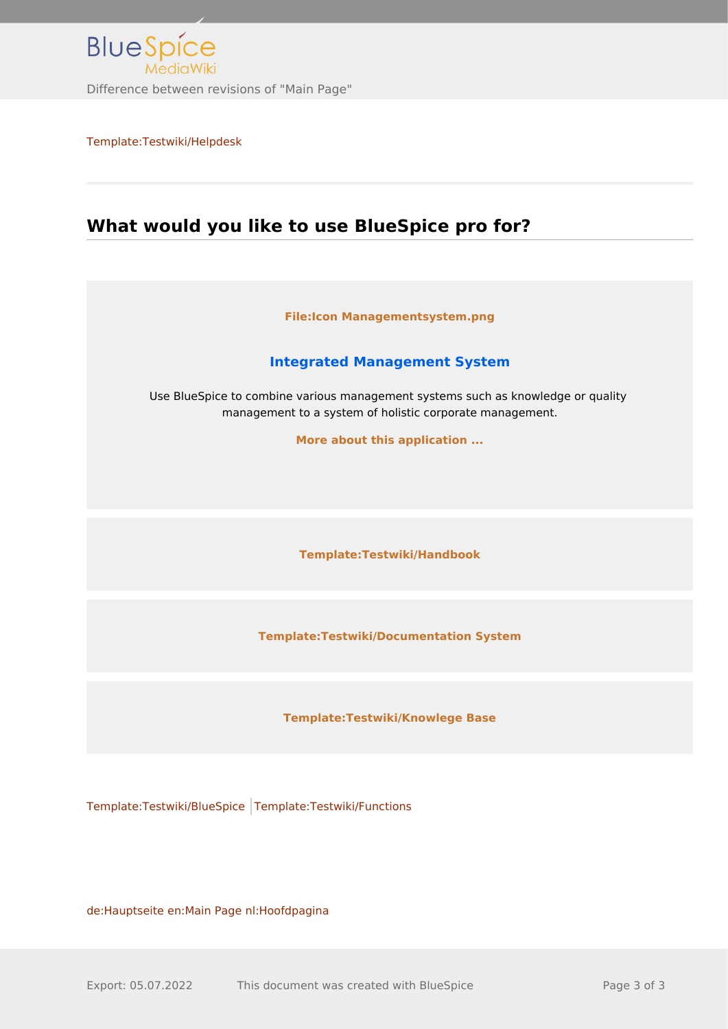Template:Testwiki/Helpdesk

---

## What would you like to use BlueSpice pro for?

**File:Icon Managementsystem.png**

### Integrated Management System

Use BlueSpice to combine various management systems such as knowledge or quality management to a system of holistic corporate management.

**More about this application ...**

**Template:Testwiki/Handbook**

**Template:Testwiki/Documentation System**

**Template:Testwiki/Knowlege Base**

Template:Testwiki/BlueSpice | Template:Testwiki/Functions

de:Hauptseite en:Main Page nl:Hoofdpagina